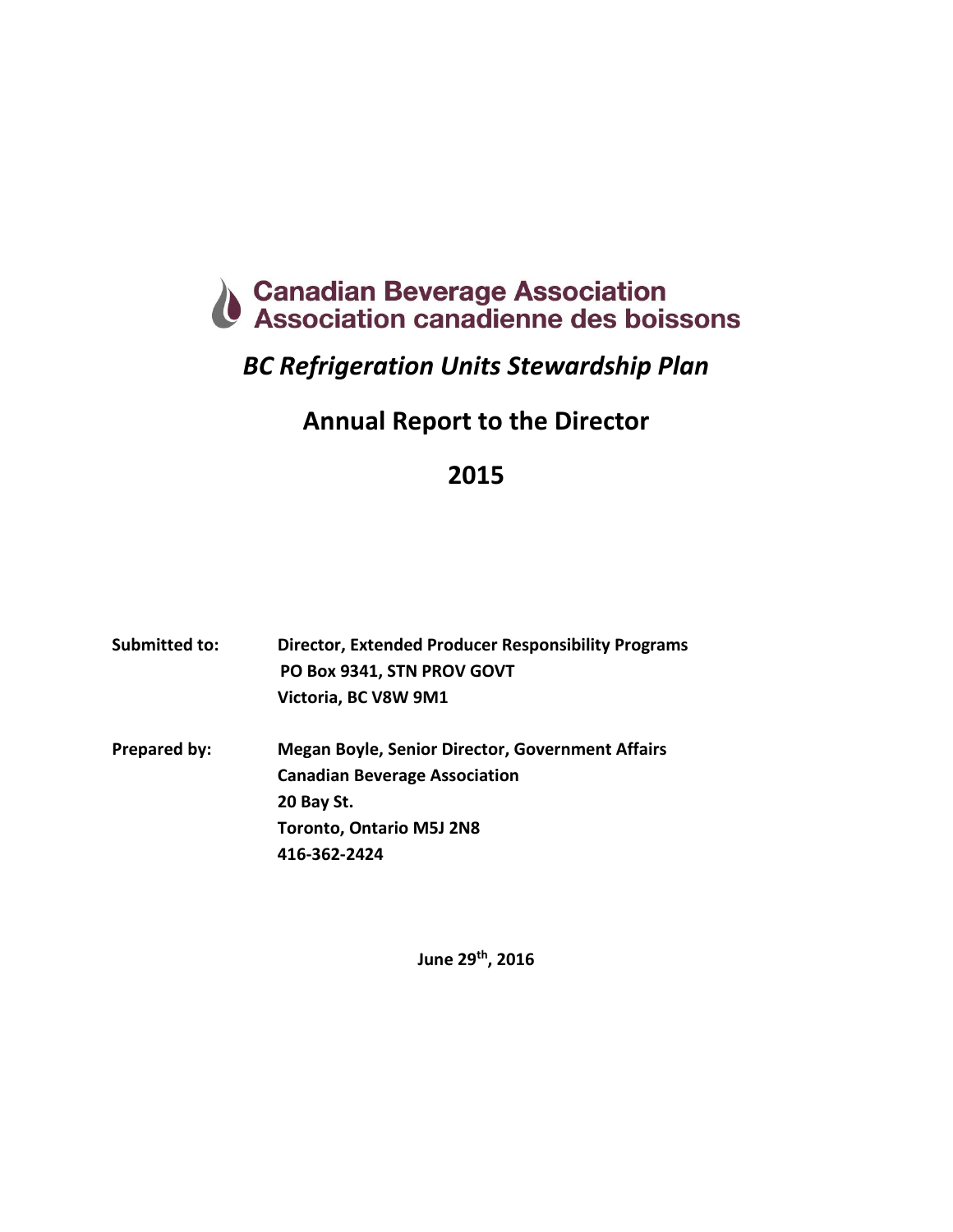Canadian Beverage Association
Association canadienne des boissons

# *BC Refrigeration Units Stewardship Plan*

## Annual Report to the Director

## 2015

**Submitted to:** **Director, Extended Producer Responsibility Programs**
**PO Box 9341, STN PROV GOVT**
**Victoria, BC V8W 9M1**

**Prepared by:** **Megan Boyle, Senior Director, Government Affairs**
**Canadian Beverage Association**
**20 Bay St.**
**Toronto, Ontario M5J 2N8**
**416-362-2424**

**June 29th, 2016**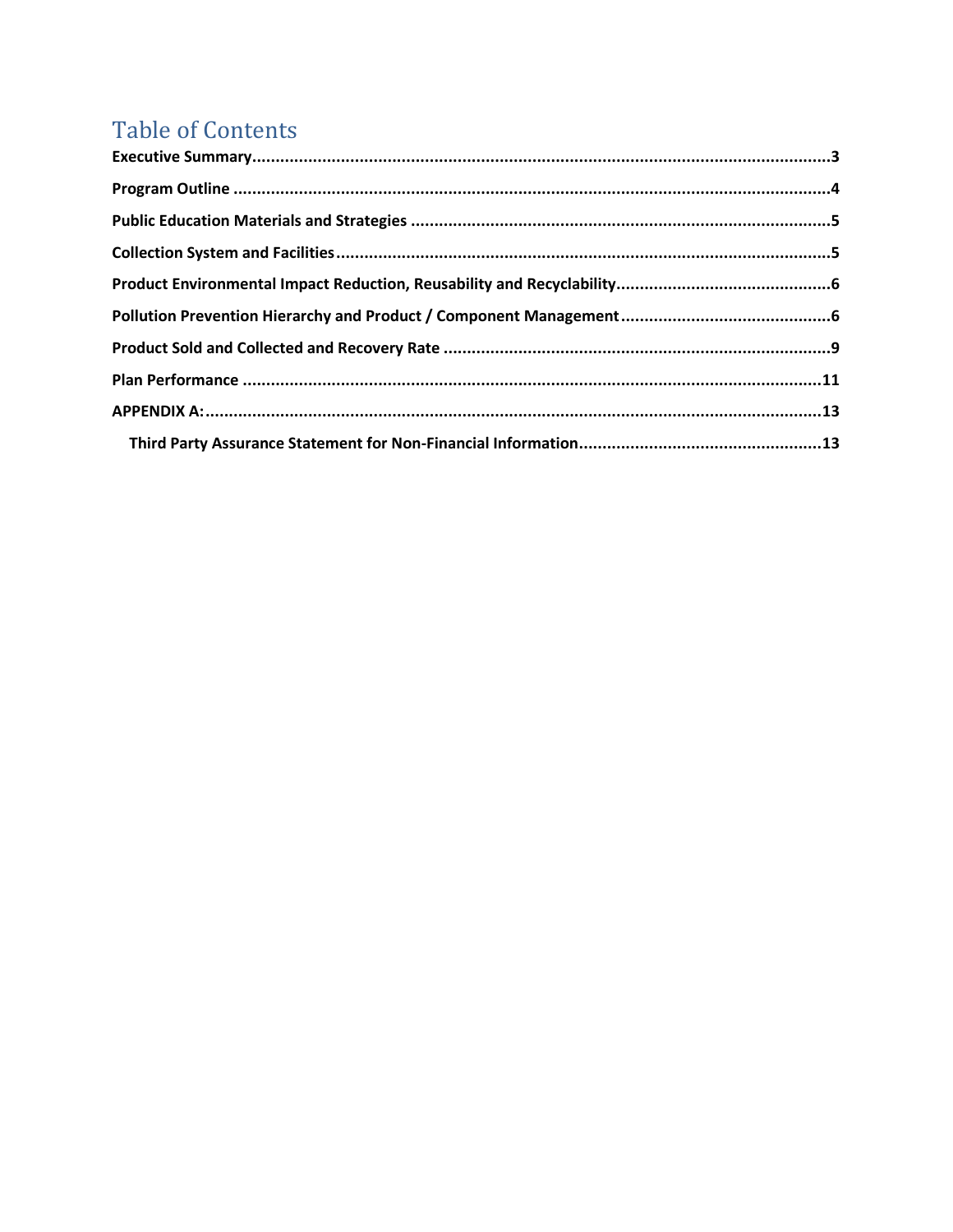# Table of Contents

**Executive Summary**......................................................3

**Program Outline**......................................................4

**Public Education Materials and Strategies**......................................................5

**Collection System and Facilities**......................................................5

**Product Environmental Impact Reduction, Reusability and Recyclability**......................................................6

**Pollution Prevention Hierarchy and Product / Component Management**......................................................6

**Product Sold and Collected and Recovery Rate**......................................................9

**Plan Performance**......................................................11

**APPENDIX A:**......................................................13

- **Third Party Assurance Statement for Non-Financial Information**......................................................13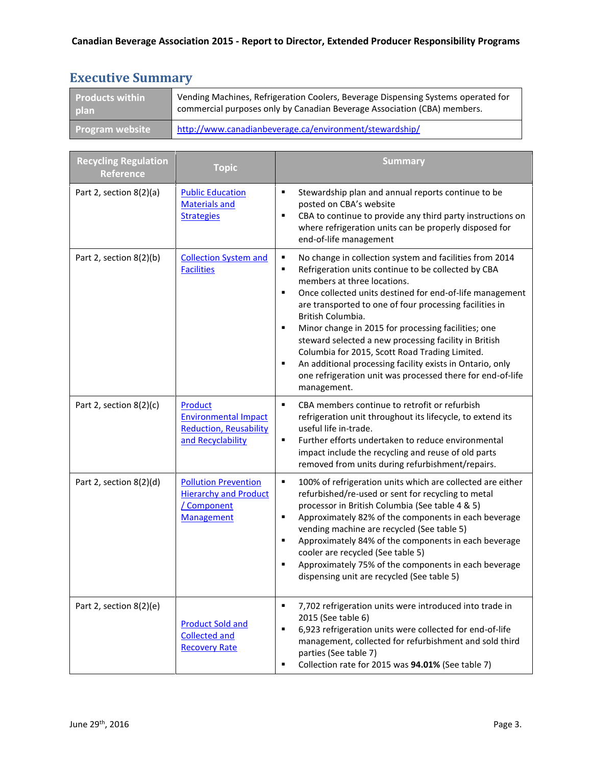## Executive Summary

| Products within plan | Vending Machines, Refrigeration Coolers, Beverage Dispensing Systems operated for commercial purposes only by Canadian Beverage Association (CBA) members. |
|---|---|
| Program website | http://www.canadianbeverage.ca/environment/stewardship/ |

| Recycling Regulation Reference | Topic | Summary |
|---|---|---|
| Part 2, section 8(2)(a) | Public Education Materials and Strategies | ▪ Stewardship plan and annual reports continue to be posted on CBA's website<br>▪ CBA to continue to provide any third party instructions on where refrigeration units can be properly disposed for end-of-life management |
| Part 2, section 8(2)(b) | Collection System and Facilities | ▪ No change in collection system and facilities from 2014<br>▪ Refrigeration units continue to be collected by CBA members at three locations.<br>▪ Once collected units destined for end-of-life management are transported to one of four processing facilities in British Columbia.<br>▪ Minor change in 2015 for processing facilities; one steward selected a new processing facility in British Columbia for 2015, Scott Road Trading Limited.<br>▪ An additional processing facility exists in Ontario, only one refrigeration unit was processed there for end-of-life management. |
| Part 2, section 8(2)(c) | Product Environmental Impact Reduction, Reusability and Recyclability | ▪ CBA members continue to retrofit or refurbish refrigeration unit throughout its lifecycle, to extend its useful life in-trade.<br>▪ Further efforts undertaken to reduce environmental impact include the recycling and reuse of old parts removed from units during refurbishment/repairs. |
| Part 2, section 8(2)(d) | Pollution Prevention Hierarchy and Product / Component Management | ▪ 100% of refrigeration units which are collected are either refurbished/re-used or sent for recycling to metal processor in British Columbia (See table 4 & 5)<br>▪ Approximately 82% of the components in each beverage vending machine are recycled (See table 5)<br>▪ Approximately 84% of the components in each beverage cooler are recycled (See table 5)<br>▪ Approximately 75% of the components in each beverage dispensing unit are recycled (See table 5) |
| Part 2, section 8(2)(e) | Product Sold and Collected and Recovery Rate | ▪ 7,702 refrigeration units were introduced into trade in 2015 (See table 6)<br>▪ 6,923 refrigeration units were collected for end-of-life management, collected for refurbishment and sold third parties (See table 7)<br>▪ Collection rate for 2015 was **94.01%** (See table 7) |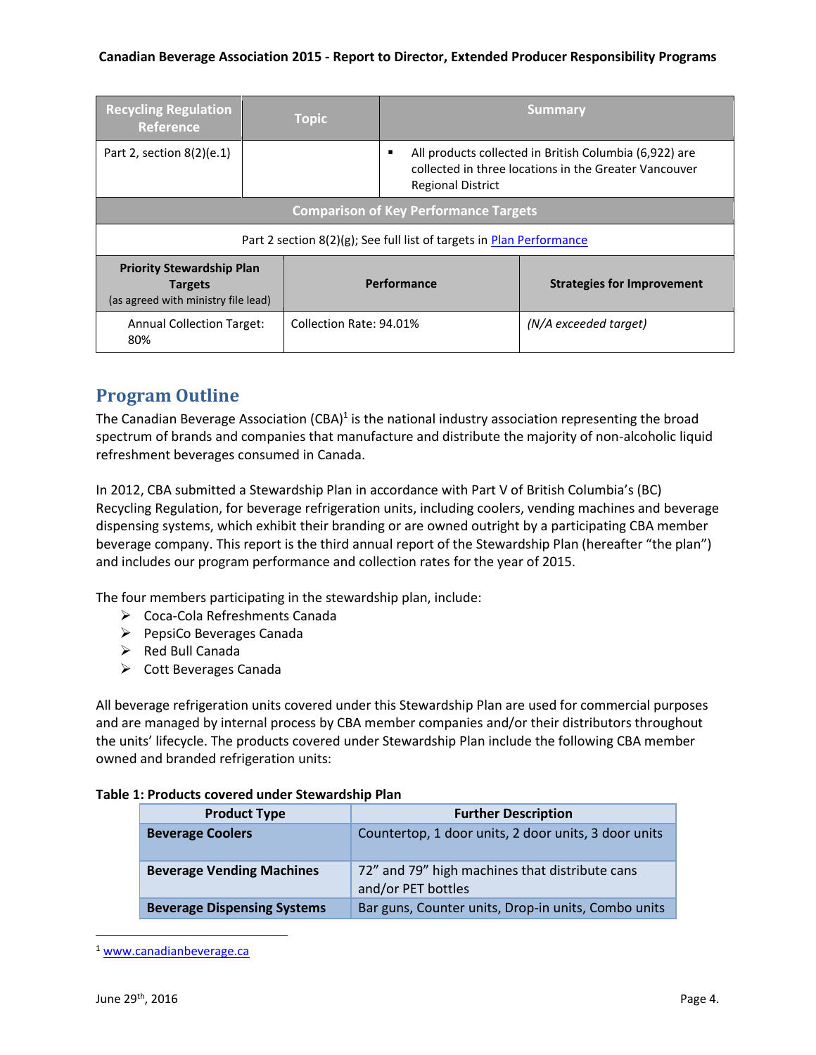| Recycling Regulation Reference | Topic | Summary |
| --- | --- | --- |
| Part 2, section 8(2)(e.1) | | ▪ All products collected in British Columbia (6,922) are collected in three locations in the Greater Vancouver Regional District |

| Comparison of Key Performance Targets | | |
| --- | --- | --- |
| Part 2 section 8(2)(g); See full list of targets in Plan Performance | | |
| **Priority Stewardship Plan Targets** (as agreed with ministry file lead) | **Performance** | **Strategies for Improvement** |
| Annual Collection Target: 80% | Collection Rate: 94.01% | *(N/A exceeded target)* |

## Program Outline

The Canadian Beverage Association (CBA)[1] is the national industry association representing the broad spectrum of brands and companies that manufacture and distribute the majority of non-alcoholic liquid refreshment beverages consumed in Canada.

In 2012, CBA submitted a Stewardship Plan in accordance with Part V of British Columbia's (BC) Recycling Regulation, for beverage refrigeration units, including coolers, vending machines and beverage dispensing systems, which exhibit their branding or are owned outright by a participating CBA member beverage company. This report is the third annual report of the Stewardship Plan (hereafter "the plan") and includes our program performance and collection rates for the year of 2015.

The four members participating in the stewardship plan, include:

- Coca-Cola Refreshments Canada
- PepsiCo Beverages Canada
- Red Bull Canada
- Cott Beverages Canada

All beverage refrigeration units covered under this Stewardship Plan are used for commercial purposes and are managed by internal process by CBA member companies and/or their distributors throughout the units' lifecycle. The products covered under Stewardship Plan include the following CBA member owned and branded refrigeration units:

**Table 1: Products covered under Stewardship Plan**

| Product Type | Further Description |
| --- | --- |
| **Beverage Coolers** | Countertop, 1 door units, 2 door units, 3 door units |
| **Beverage Vending Machines** | 72" and 79" high machines that distribute cans and/or PET bottles |
| **Beverage Dispensing Systems** | Bar guns, Counter units, Drop-in units, Combo units |

[1] www.canadianbeverage.ca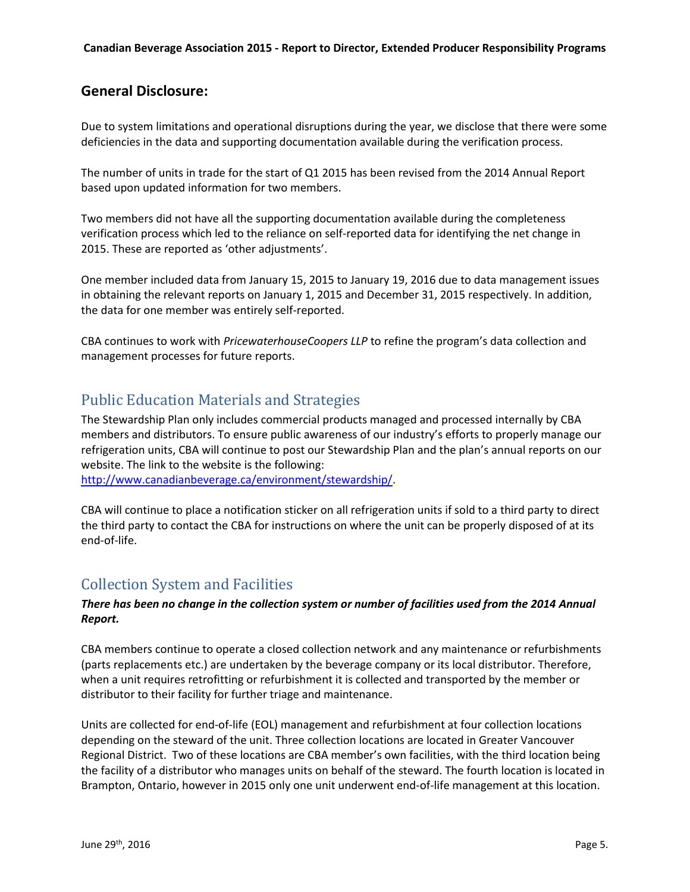## General Disclosure:

Due to system limitations and operational disruptions during the year, we disclose that there were some deficiencies in the data and supporting documentation available during the verification process.

The number of units in trade for the start of Q1 2015 has been revised from the 2014 Annual Report based upon updated information for two members.

Two members did not have all the supporting documentation available during the completeness verification process which led to the reliance on self-reported data for identifying the net change in 2015. These are reported as 'other adjustments'.

One member included data from January 15, 2015 to January 19, 2016 due to data management issues in obtaining the relevant reports on January 1, 2015 and December 31, 2015 respectively. In addition, the data for one member was entirely self-reported.

CBA continues to work with *PricewaterhouseCoopers LLP* to refine the program's data collection and management processes for future reports.

## Public Education Materials and Strategies

The Stewardship Plan only includes commercial products managed and processed internally by CBA members and distributors. To ensure public awareness of our industry's efforts to properly manage our refrigeration units, CBA will continue to post our Stewardship Plan and the plan's annual reports on our website. The link to the website is the following: [http://www.canadianbeverage.ca/environment/stewardship/](http://www.canadianbeverage.ca/environment/stewardship/).

CBA will continue to place a notification sticker on all refrigeration units if sold to a third party to direct the third party to contact the CBA for instructions on where the unit can be properly disposed of at its end-of-life.

## Collection System and Facilities

***There has been no change in the collection system or number of facilities used from the 2014 Annual Report.***

CBA members continue to operate a closed collection network and any maintenance or refurbishments (parts replacements etc.) are undertaken by the beverage company or its local distributor. Therefore, when a unit requires retrofitting or refurbishment it is collected and transported by the member or distributor to their facility for further triage and maintenance.

Units are collected for end-of-life (EOL) management and refurbishment at four collection locations depending on the steward of the unit. Three collection locations are located in Greater Vancouver Regional District. Two of these locations are CBA member's own facilities, with the third location being the facility of a distributor who manages units on behalf of the steward. The fourth location is located in Brampton, Ontario, however in 2015 only one unit underwent end-of-life management at this location.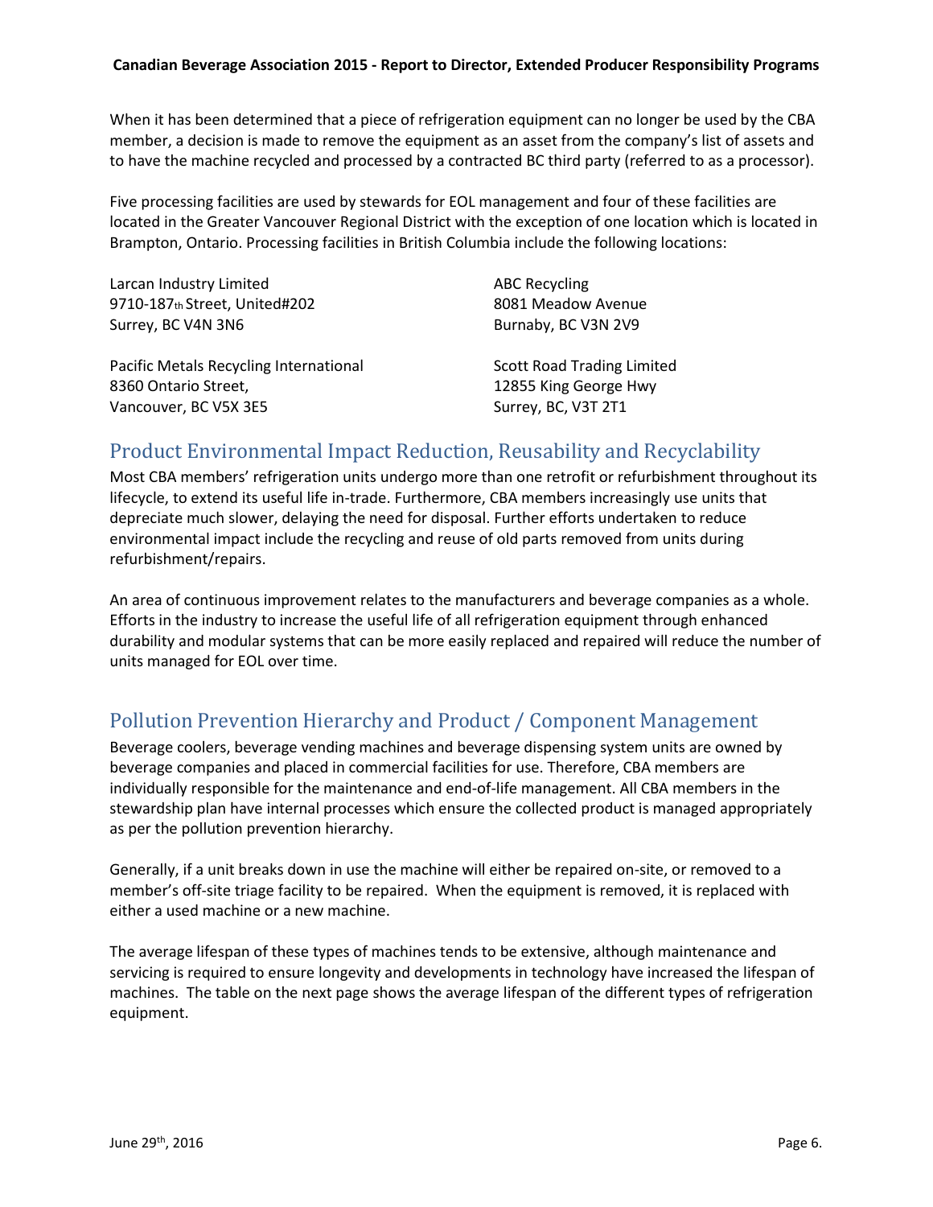When it has been determined that a piece of refrigeration equipment can no longer be used by the CBA member, a decision is made to remove the equipment as an asset from the company's list of assets and to have the machine recycled and processed by a contracted BC third party (referred to as a processor).

Five processing facilities are used by stewards for EOL management and four of these facilities are located in the Greater Vancouver Regional District with the exception of one location which is located in Brampton, Ontario. Processing facilities in British Columbia include the following locations:

Larcan Industry Limited
9710-187th Street, United#202
Surrey, BC V4N 3N6

ABC Recycling
8081 Meadow Avenue
Burnaby, BC V3N 2V9

Pacific Metals Recycling International
8360 Ontario Street,
Vancouver, BC V5X 3E5

Scott Road Trading Limited
12855 King George Hwy
Surrey, BC, V3T 2T1

## Product Environmental Impact Reduction, Reusability and Recyclability

Most CBA members' refrigeration units undergo more than one retrofit or refurbishment throughout its lifecycle, to extend its useful life in-trade. Furthermore, CBA members increasingly use units that depreciate much slower, delaying the need for disposal. Further efforts undertaken to reduce environmental impact include the recycling and reuse of old parts removed from units during refurbishment/repairs.

An area of continuous improvement relates to the manufacturers and beverage companies as a whole. Efforts in the industry to increase the useful life of all refrigeration equipment through enhanced durability and modular systems that can be more easily replaced and repaired will reduce the number of units managed for EOL over time.

## Pollution Prevention Hierarchy and Product / Component Management

Beverage coolers, beverage vending machines and beverage dispensing system units are owned by beverage companies and placed in commercial facilities for use. Therefore, CBA members are individually responsible for the maintenance and end-of-life management. All CBA members in the stewardship plan have internal processes which ensure the collected product is managed appropriately as per the pollution prevention hierarchy.

Generally, if a unit breaks down in use the machine will either be repaired on-site, or removed to a member's off-site triage facility to be repaired. When the equipment is removed, it is replaced with either a used machine or a new machine.

The average lifespan of these types of machines tends to be extensive, although maintenance and servicing is required to ensure longevity and developments in technology have increased the lifespan of machines. The table on the next page shows the average lifespan of the different types of refrigeration equipment.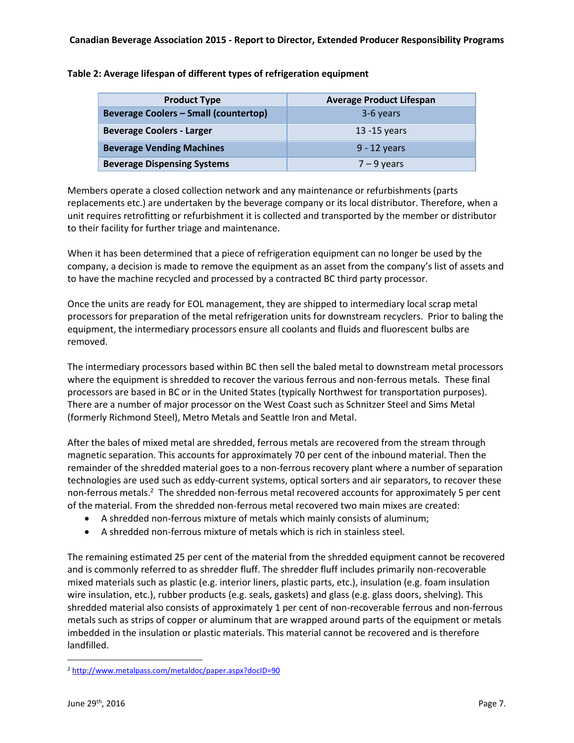**Table 2: Average lifespan of different types of refrigeration equipment**

| Product Type | Average Product Lifespan |
|---|---|
| **Beverage Coolers – Small (countertop)** | 3-6 years |
| **Beverage Coolers - Larger** | 13 -15 years |
| **Beverage Vending Machines** | 9 - 12 years |
| **Beverage Dispensing Systems** | 7 – 9 years |

Members operate a closed collection network and any maintenance or refurbishments (parts replacements etc.) are undertaken by the beverage company or its local distributor. Therefore, when a unit requires retrofitting or refurbishment it is collected and transported by the member or distributor to their facility for further triage and maintenance.

When it has been determined that a piece of refrigeration equipment can no longer be used by the company, a decision is made to remove the equipment as an asset from the company's list of assets and to have the machine recycled and processed by a contracted BC third party processor.

Once the units are ready for EOL management, they are shipped to intermediary local scrap metal processors for preparation of the metal refrigeration units for downstream recyclers. Prior to baling the equipment, the intermediary processors ensure all coolants and fluids and fluorescent bulbs are removed.

The intermediary processors based within BC then sell the baled metal to downstream metal processors where the equipment is shredded to recover the various ferrous and non-ferrous metals. These final processors are based in BC or in the United States (typically Northwest for transportation purposes). There are a number of major processor on the West Coast such as Schnitzer Steel and Sims Metal (formerly Richmond Steel), Metro Metals and Seattle Iron and Metal.

After the bales of mixed metal are shredded, ferrous metals are recovered from the stream through magnetic separation. This accounts for approximately 70 per cent of the inbound material. Then the remainder of the shredded material goes to a non-ferrous recovery plant where a number of separation technologies are used such as eddy-current systems, optical sorters and air separators, to recover these non-ferrous metals.[2] The shredded non-ferrous metal recovered accounts for approximately 5 per cent of the material. From the shredded non-ferrous metal recovered two main mixes are created:

- A shredded non-ferrous mixture of metals which mainly consists of aluminum;
- A shredded non-ferrous mixture of metals which is rich in stainless steel.

The remaining estimated 25 per cent of the material from the shredded equipment cannot be recovered and is commonly referred to as shredder fluff. The shredder fluff includes primarily non-recoverable mixed materials such as plastic (e.g. interior liners, plastic parts, etc.), insulation (e.g. foam insulation wire insulation, etc.), rubber products (e.g. seals, gaskets) and glass (e.g. glass doors, shelving). This shredded material also consists of approximately 1 per cent of non-recoverable ferrous and non-ferrous metals such as strips of copper or aluminum that are wrapped around parts of the equipment or metals imbedded in the insulation or plastic materials. This material cannot be recovered and is therefore landfilled.

[2] http://www.metalpass.com/metaldoc/paper.aspx?docID=90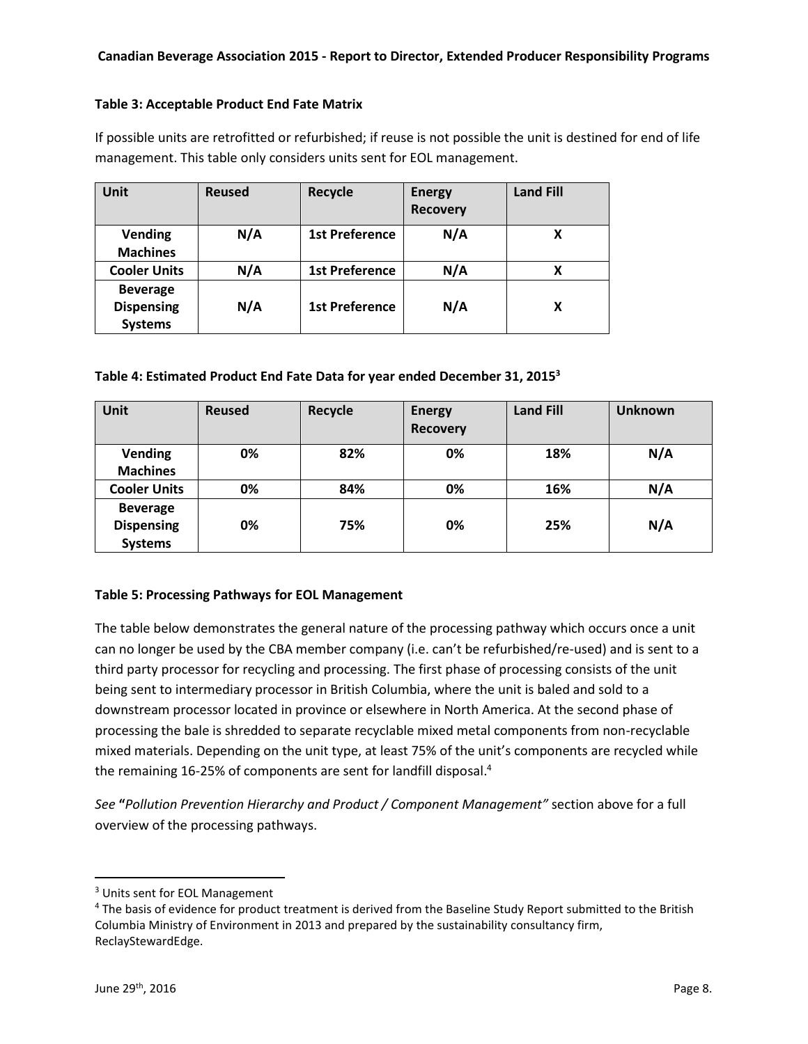**Table 3: Acceptable Product End Fate Matrix**

If possible units are retrofitted or refurbished; if reuse is not possible the unit is destined for end of life management. This table only considers units sent for EOL management.

| Unit | Reused | Recycle | Energy Recovery | Land Fill |
|---|---|---|---|---|
| **Vending Machines** | **N/A** | **1st Preference** | **N/A** | **X** |
| **Cooler Units** | **N/A** | **1st Preference** | **N/A** | **X** |
| **Beverage Dispensing Systems** | **N/A** | **1st Preference** | **N/A** | **X** |

**Table 4: Estimated Product End Fate Data for year ended December 31, 2015[3]**

| Unit | Reused | Recycle | Energy Recovery | Land Fill | Unknown |
|---|---|---|---|---|---|
| **Vending Machines** | **0%** | **82%** | **0%** | **18%** | **N/A** |
| **Cooler Units** | **0%** | **84%** | **0%** | **16%** | **N/A** |
| **Beverage Dispensing Systems** | **0%** | **75%** | **0%** | **25%** | **N/A** |

**Table 5: Processing Pathways for EOL Management**

The table below demonstrates the general nature of the processing pathway which occurs once a unit can no longer be used by the CBA member company (i.e. can't be refurbished/re-used) and is sent to a third party processor for recycling and processing. The first phase of processing consists of the unit being sent to intermediary processor in British Columbia, where the unit is baled and sold to a downstream processor located in province or elsewhere in North America. At the second phase of processing the bale is shredded to separate recyclable mixed metal components from non-recyclable mixed materials. Depending on the unit type, at least 75% of the unit's components are recycled while the remaining 16-25% of components are sent for landfill disposal.[4]

*See* **"***Pollution Prevention Hierarchy and Product / Component Management"* section above for a full overview of the processing pathways.

---

[3] Units sent for EOL Management

[4] The basis of evidence for product treatment is derived from the Baseline Study Report submitted to the British Columbia Ministry of Environment in 2013 and prepared by the sustainability consultancy firm, ReclayStewardEdge.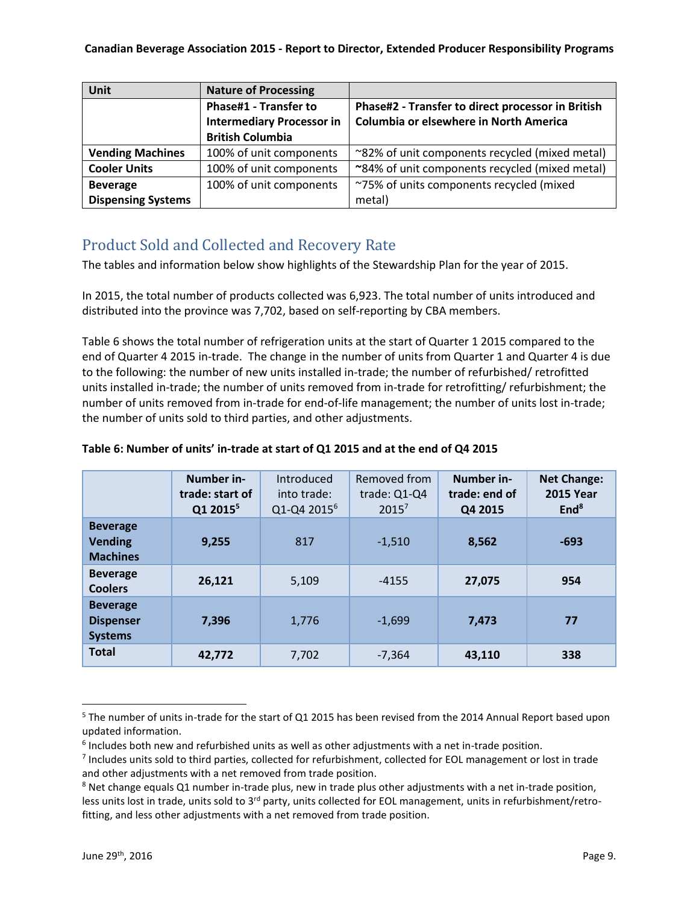| Unit | Nature of Processing | |
|---|---|---|
| | **Phase#1 - Transfer to Intermediary Processor in British Columbia** | **Phase#2 - Transfer to direct processor in British Columbia or elsewhere in North America** |
| **Vending Machines** | 100% of unit components | ~82% of unit components recycled (mixed metal) |
| **Cooler Units** | 100% of unit components | ~84% of unit components recycled (mixed metal) |
| **Beverage Dispensing Systems** | 100% of unit components | ~75% of units components recycled (mixed metal) |

## Product Sold and Collected and Recovery Rate

The tables and information below show highlights of the Stewardship Plan for the year of 2015.

In 2015, the total number of products collected was 6,923. The total number of units introduced and distributed into the province was 7,702, based on self-reporting by CBA members.

Table 6 shows the total number of refrigeration units at the start of Quarter 1 2015 compared to the end of Quarter 4 2015 in-trade. The change in the number of units from Quarter 1 and Quarter 4 is due to the following: the number of new units installed in-trade; the number of refurbished/ retrofitted units installed in-trade; the number of units removed from in-trade for retrofitting/ refurbishment; the number of units removed from in-trade for end-of-life management; the number of units lost in-trade; the number of units sold to third parties, and other adjustments.

**Table 6: Number of units' in-trade at start of Q1 2015 and at the end of Q4 2015**

| | **Number in-trade: start of Q1 2015**[5] | Introduced into trade: Q1-Q4 2015[6] | Removed from trade: Q1-Q4 2015[7] | **Number in-trade: end of Q4 2015** | **Net Change: 2015 Year End**[8] |
|---|---|---|---|---|---|
| **Beverage Vending Machines** | **9,255** | 817 | -1,510 | **8,562** | **-693** |
| **Beverage Coolers** | **26,121** | 5,109 | -4155 | **27,075** | **954** |
| **Beverage Dispenser Systems** | **7,396** | 1,776 | -1,699 | **7,473** | **77** |
| **Total** | **42,772** | 7,702 | -7,364 | **43,110** | **338** |

[5] The number of units in-trade for the start of Q1 2015 has been revised from the 2014 Annual Report based upon updated information.

[6] Includes both new and refurbished units as well as other adjustments with a net in-trade position.

[7] Includes units sold to third parties, collected for refurbishment, collected for EOL management or lost in trade and other adjustments with a net removed from trade position.

[8] Net change equals Q1 number in-trade plus, new in trade plus other adjustments with a net in-trade position, less units lost in trade, units sold to 3rd party, units collected for EOL management, units in refurbishment/retro-fitting, and less other adjustments with a net removed from trade position.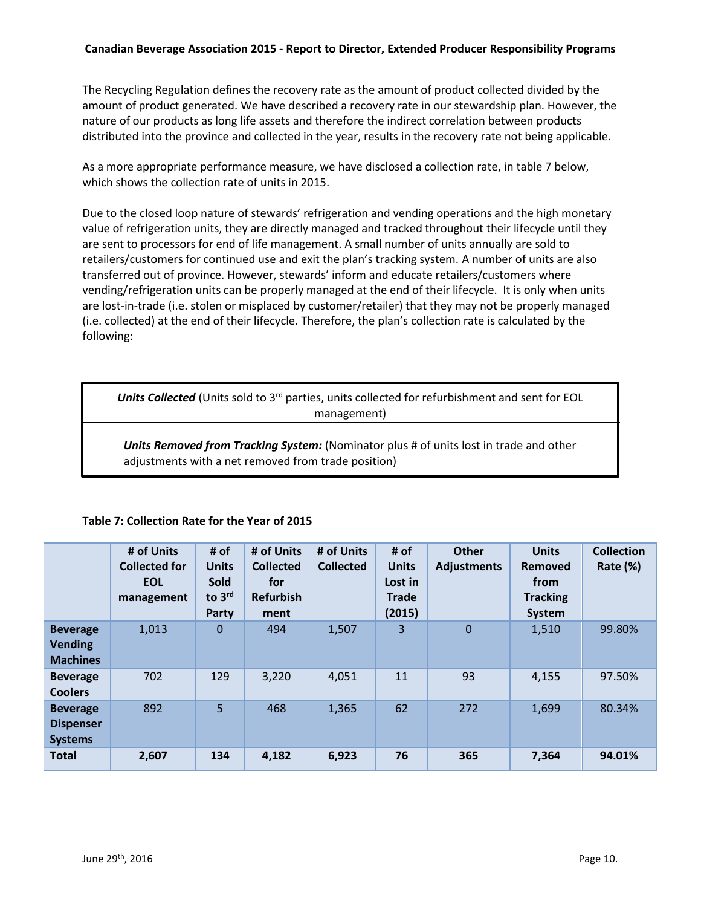The Recycling Regulation defines the recovery rate as the amount of product collected divided by the amount of product generated. We have described a recovery rate in our stewardship plan. However, the nature of our products as long life assets and therefore the indirect correlation between products distributed into the province and collected in the year, results in the recovery rate not being applicable.

As a more appropriate performance measure, we have disclosed a collection rate, in table 7 below, which shows the collection rate of units in 2015.

Due to the closed loop nature of stewards' refrigeration and vending operations and the high monetary value of refrigeration units, they are directly managed and tracked throughout their lifecycle until they are sent to processors for end of life management. A small number of units annually are sold to retailers/customers for continued use and exit the plan's tracking system. A number of units are also transferred out of province. However, stewards' inform and educate retailers/customers where vending/refrigeration units can be properly managed at the end of their lifecycle. It is only when units are lost-in-trade (i.e. stolen or misplaced by customer/retailer) that they may not be properly managed (i.e. collected) at the end of their lifecycle. Therefore, the plan's collection rate is calculated by the following:

$$\frac{\textbf{\textit{Units Collected}} \text{ (Units sold to 3}^{rd} \text{ parties, units collected for refurbishment and sent for EOL management)}}{\textbf{\textit{Units Removed from Tracking System:}} \text{ (Nominator plus \# of units lost in trade and other adjustments with a net removed from trade position)}}$$

**Table 7: Collection Rate for the Year of 2015**

| | # of Units Collected for EOL management | # of Units Sold to 3rd Party | # of Units Collected for Refurbishment | # of Units Collected | # of Units Lost in Trade (2015) | Other Adjustments | Units Removed from Tracking System | Collection Rate (%) |
|---|---|---|---|---|---|---|---|---|
| **Beverage Vending Machines** | 1,013 | 0 | 494 | 1,507 | 3 | 0 | 1,510 | 99.80% |
| **Beverage Coolers** | 702 | 129 | 3,220 | 4,051 | 11 | 93 | 4,155 | 97.50% |
| **Beverage Dispenser Systems** | 892 | 5 | 468 | 1,365 | 62 | 272 | 1,699 | 80.34% |
| **Total** | **2,607** | **134** | **4,182** | **6,923** | **76** | **365** | **7,364** | **94.01%** |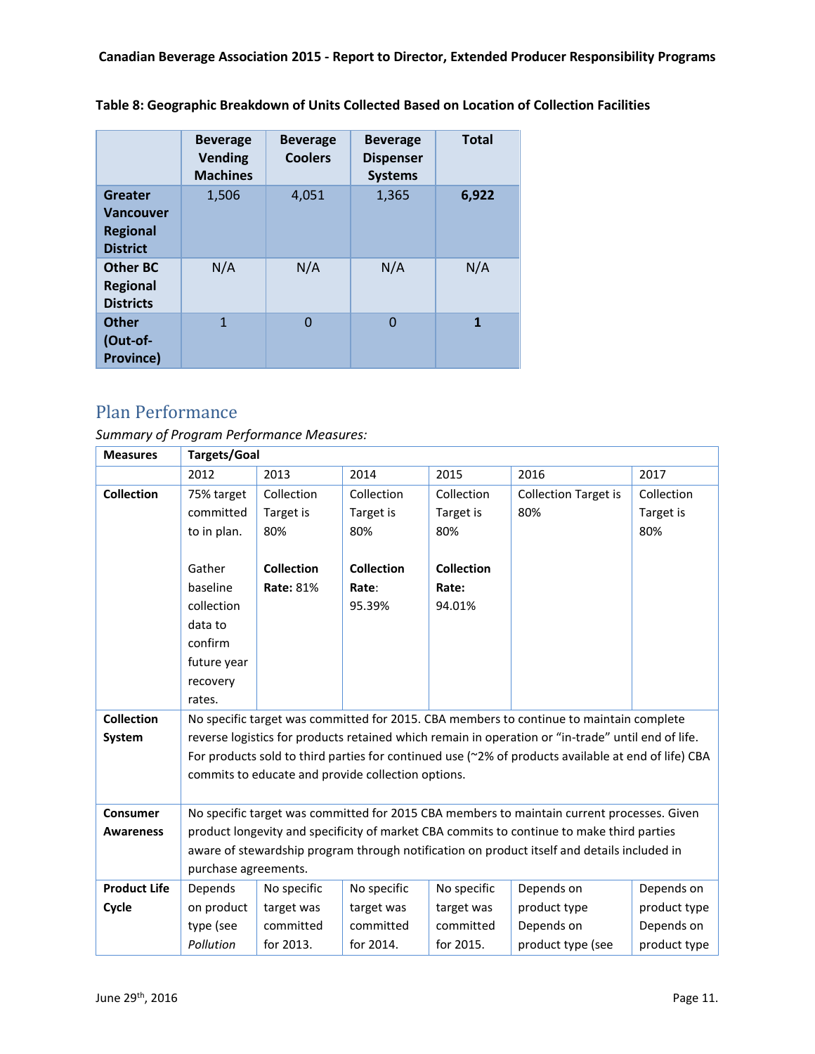**Table 8: Geographic Breakdown of Units Collected Based on Location of Collection Facilities**

| | Beverage Vending Machines | Beverage Coolers | Beverage Dispenser Systems | Total |
|---|---|---|---|---|
| **Greater Vancouver Regional District** | 1,506 | 4,051 | 1,365 | **6,922** |
| **Other BC Regional Districts** | N/A | N/A | N/A | N/A |
| **Other (Out-of-Province)** | 1 | 0 | 0 | **1** |

## Plan Performance

*Summary of Program Performance Measures:*

| Measures | Targets/Goal | | | | | |
|---|---|---|---|---|---|---|
| | 2012 | 2013 | 2014 | 2015 | 2016 | 2017 |
| **Collection** | 75% target committed to in plan.<br><br>Gather baseline collection data to confirm future year recovery rates. | Collection Target is 80%<br><br>**Collection Rate:** 81% | Collection Target is 80%<br><br>**Collection Rate**: 95.39% | Collection Target is 80%<br><br>**Collection Rate:** 94.01% | Collection Target is 80% | Collection Target is 80% |
| **Collection System** | No specific target was committed for 2015. CBA members to continue to maintain complete reverse logistics for products retained which remain in operation or "in-trade" until end of life. For products sold to third parties for continued use (~2% of products available at end of life) CBA commits to educate and provide collection options. | | | | | |
| **Consumer Awareness** | No specific target was committed for 2015 CBA members to maintain current processes. Given product longevity and specificity of market CBA commits to continue to make third parties aware of stewardship program through notification on product itself and details included in purchase agreements. | | | | | |
| **Product Life Cycle** | Depends on product type (see *Pollution* | No specific target was committed for 2013. | No specific target was committed for 2014. | No specific target was committed for 2015. | Depends on product type Depends on product type (see | Depends on product type Depends on product type |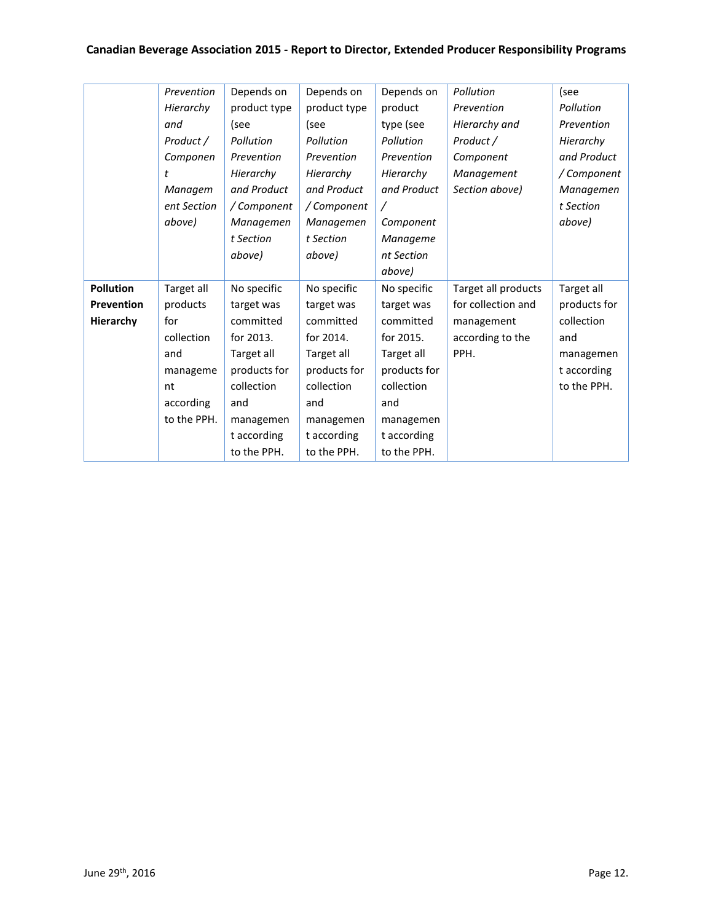| | | | | | | |
|---|---|---|---|---|---|---|
| | *Prevention Hierarchy and Product / Component Management Section above)* | Depends on product type (see *Pollution Prevention Hierarchy and Product / Component Management Section above)* | Depends on product type (see *Pollution Prevention Hierarchy and Product / Component Management Section above)* | Depends on product type (see *Pollution Prevention Hierarchy and Product / Component Management Section above)* | *Pollution Prevention Hierarchy and Product / Component Management Section above)* | *(see Pollution Prevention Hierarchy and Product / Component Management Section above)* |
| **Pollution Prevention Hierarchy** | Target all products for collection and management according to the PPH. | No specific target was committed for 2013. Target all products for collection and management according to the PPH. | No specific target was committed for 2014. Target all products for collection and management according to the PPH. | No specific target was committed for 2015. Target all products for collection and management according to the PPH. | Target all products for collection and management according to the PPH. | Target all products for collection and management according to the PPH. |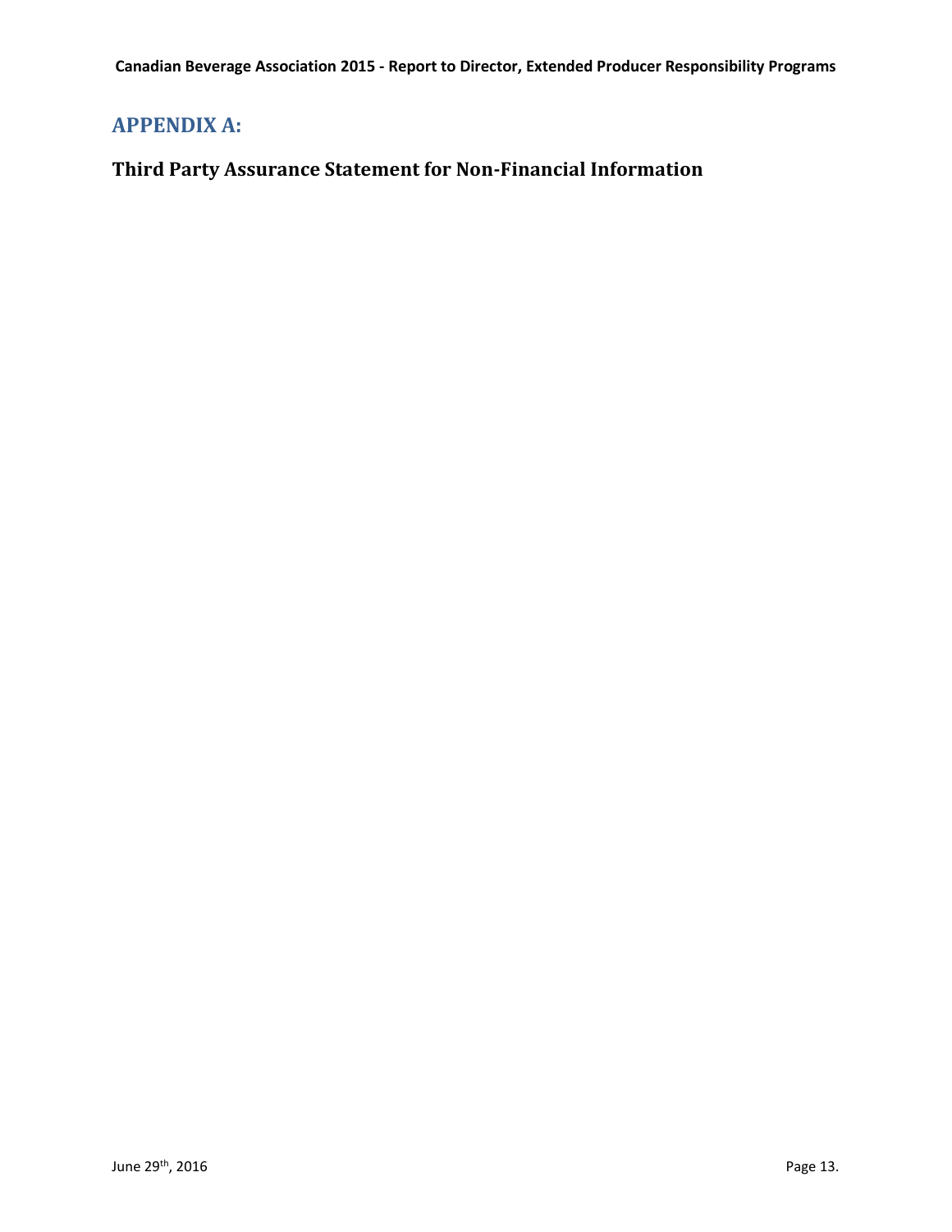# APPENDIX A:

## Third Party Assurance Statement for Non-Financial Information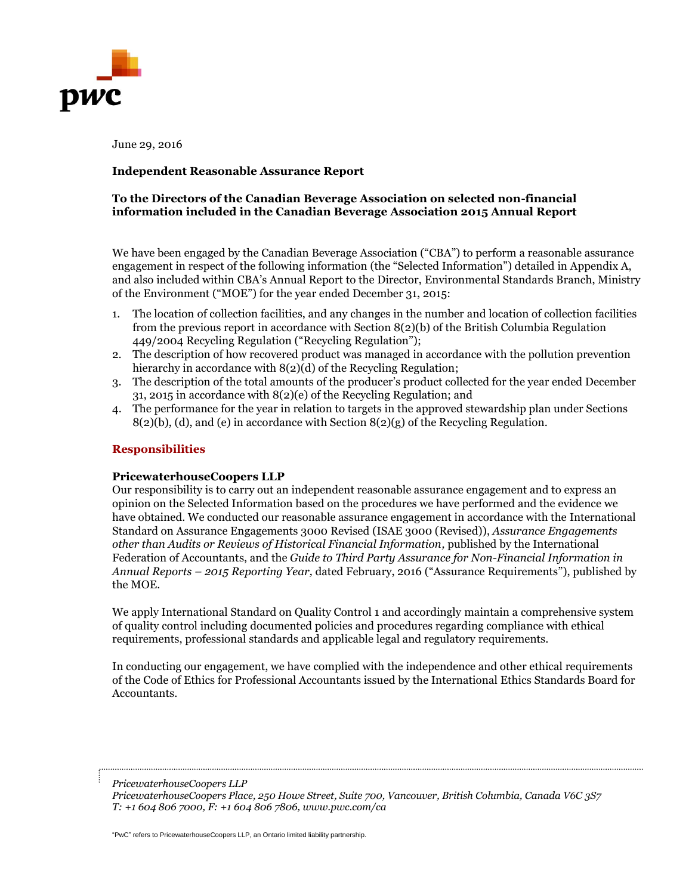June 29, 2016

**Independent Reasonable Assurance Report**

**To the Directors of the Canadian Beverage Association on selected non-financial information included in the Canadian Beverage Association 2015 Annual Report**

We have been engaged by the Canadian Beverage Association ("CBA") to perform a reasonable assurance engagement in respect of the following information (the "Selected Information") detailed in Appendix A, and also included within CBA's Annual Report to the Director, Environmental Standards Branch, Ministry of the Environment ("MOE") for the year ended December 31, 2015:

1. The location of collection facilities, and any changes in the number and location of collection facilities from the previous report in accordance with Section 8(2)(b) of the British Columbia Regulation 449/2004 Recycling Regulation ("Recycling Regulation");
2. The description of how recovered product was managed in accordance with the pollution prevention hierarchy in accordance with 8(2)(d) of the Recycling Regulation;
3. The description of the total amounts of the producer's product collected for the year ended December 31, 2015 in accordance with 8(2)(e) of the Recycling Regulation; and
4. The performance for the year in relation to targets in the approved stewardship plan under Sections 8(2)(b), (d), and (e) in accordance with Section 8(2)(g) of the Recycling Regulation.

## Responsibilities

### PricewaterhouseCoopers LLP

Our responsibility is to carry out an independent reasonable assurance engagement and to express an opinion on the Selected Information based on the procedures we have performed and the evidence we have obtained. We conducted our reasonable assurance engagement in accordance with the International Standard on Assurance Engagements 3000 Revised (ISAE 3000 (Revised)), *Assurance Engagements other than Audits or Reviews of Historical Financial Information,* published by the International Federation of Accountants, and the *Guide to Third Party Assurance for Non-Financial Information in Annual Reports – 2015 Reporting Year,* dated February, 2016 ("Assurance Requirements"), published by the MOE.

We apply International Standard on Quality Control 1 and accordingly maintain a comprehensive system of quality control including documented policies and procedures regarding compliance with ethical requirements, professional standards and applicable legal and regulatory requirements.

In conducting our engagement, we have complied with the independence and other ethical requirements of the Code of Ethics for Professional Accountants issued by the International Ethics Standards Board for Accountants.

*PricewaterhouseCoopers LLP*
*PricewaterhouseCoopers Place, 250 Howe Street, Suite 700, Vancouver, British Columbia, Canada V6C 3S7*
*T: +1 604 806 7000, F: +1 604 806 7806, www.pwc.com/ca*

"PwC" refers to PricewaterhouseCoopers LLP, an Ontario limited liability partnership.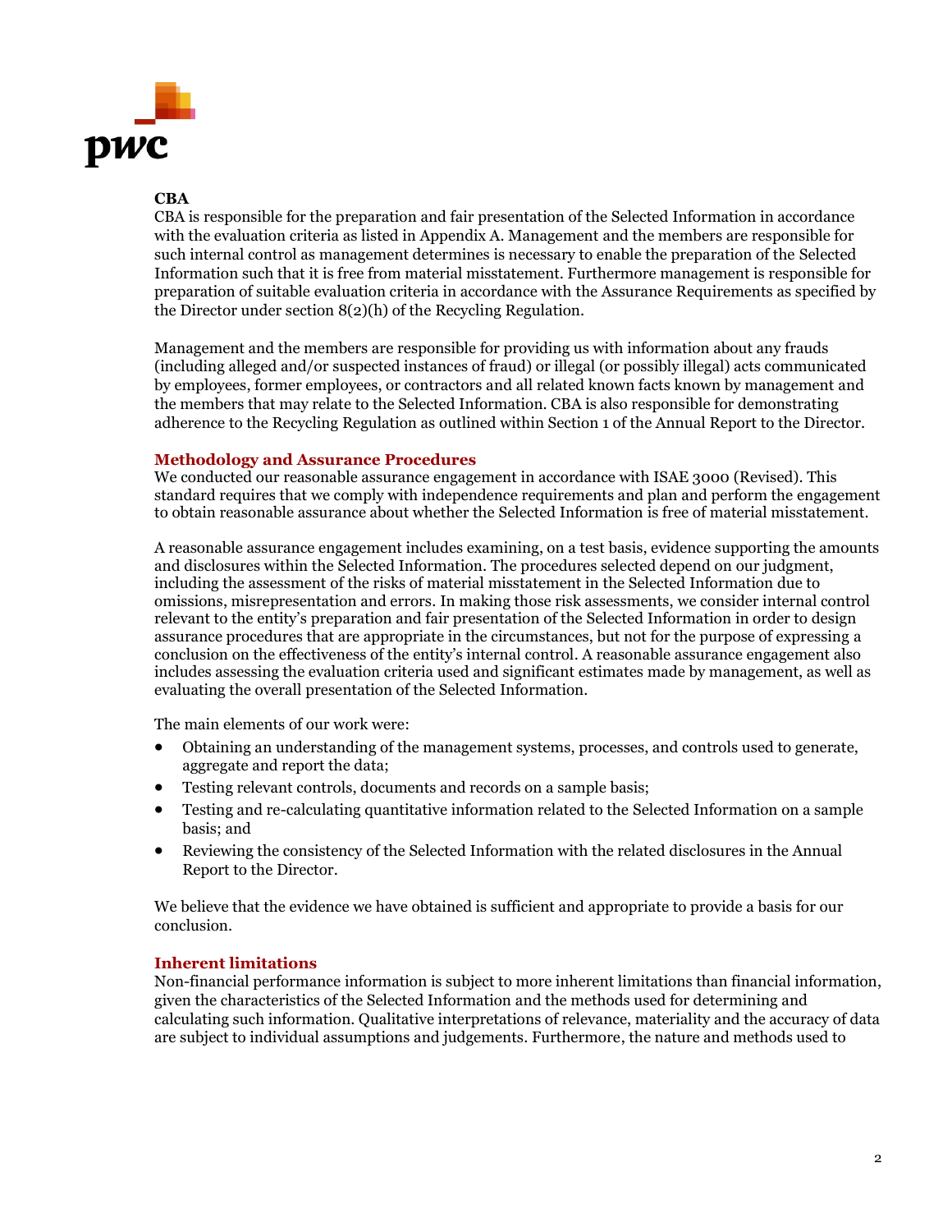**CBA**

CBA is responsible for the preparation and fair presentation of the Selected Information in accordance with the evaluation criteria as listed in Appendix A. Management and the members are responsible for such internal control as management determines is necessary to enable the preparation of the Selected Information such that it is free from material misstatement. Furthermore management is responsible for preparation of suitable evaluation criteria in accordance with the Assurance Requirements as specified by the Director under section 8(2)(h) of the Recycling Regulation.

Management and the members are responsible for providing us with information about any frauds (including alleged and/or suspected instances of fraud) or illegal (or possibly illegal) acts communicated by employees, former employees, or contractors and all related known facts known by management and the members that may relate to the Selected Information. CBA is also responsible for demonstrating adherence to the Recycling Regulation as outlined within Section 1 of the Annual Report to the Director.

## Methodology and Assurance Procedures

We conducted our reasonable assurance engagement in accordance with ISAE 3000 (Revised). This standard requires that we comply with independence requirements and plan and perform the engagement to obtain reasonable assurance about whether the Selected Information is free of material misstatement.

A reasonable assurance engagement includes examining, on a test basis, evidence supporting the amounts and disclosures within the Selected Information. The procedures selected depend on our judgment, including the assessment of the risks of material misstatement in the Selected Information due to omissions, misrepresentation and errors. In making those risk assessments, we consider internal control relevant to the entity's preparation and fair presentation of the Selected Information in order to design assurance procedures that are appropriate in the circumstances, but not for the purpose of expressing a conclusion on the effectiveness of the entity's internal control. A reasonable assurance engagement also includes assessing the evaluation criteria used and significant estimates made by management, as well as evaluating the overall presentation of the Selected Information.

The main elements of our work were:

- Obtaining an understanding of the management systems, processes, and controls used to generate, aggregate and report the data;
- Testing relevant controls, documents and records on a sample basis;
- Testing and re-calculating quantitative information related to the Selected Information on a sample basis; and
- Reviewing the consistency of the Selected Information with the related disclosures in the Annual Report to the Director.

We believe that the evidence we have obtained is sufficient and appropriate to provide a basis for our conclusion.

## Inherent limitations

Non-financial performance information is subject to more inherent limitations than financial information, given the characteristics of the Selected Information and the methods used for determining and calculating such information. Qualitative interpretations of relevance, materiality and the accuracy of data are subject to individual assumptions and judgements. Furthermore, the nature and methods used to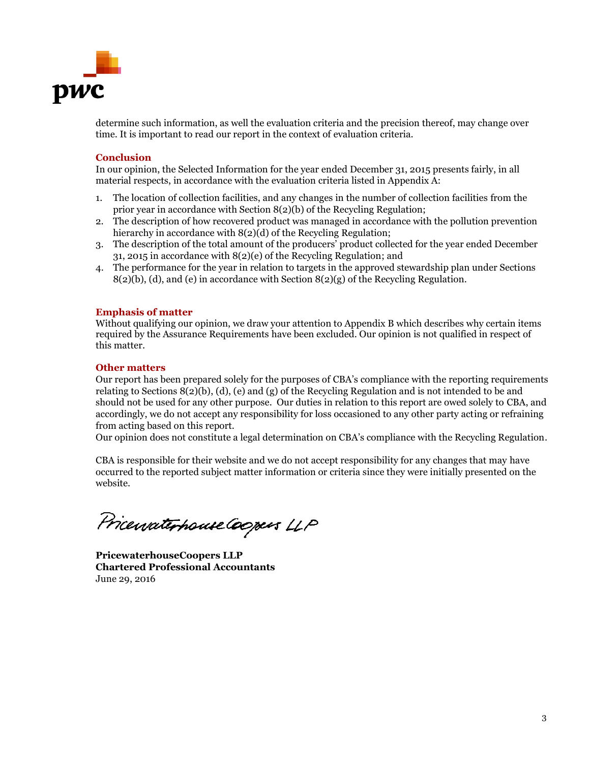determine such information, as well the evaluation criteria and the precision thereof, may change over time. It is important to read our report in the context of evaluation criteria.

## Conclusion

In our opinion, the Selected Information for the year ended December 31, 2015 presents fairly, in all material respects, in accordance with the evaluation criteria listed in Appendix A:

1. The location of collection facilities, and any changes in the number of collection facilities from the prior year in accordance with Section 8(2)(b) of the Recycling Regulation;
2. The description of how recovered product was managed in accordance with the pollution prevention hierarchy in accordance with 8(2)(d) of the Recycling Regulation;
3. The description of the total amount of the producers' product collected for the year ended December 31, 2015 in accordance with 8(2)(e) of the Recycling Regulation; and
4. The performance for the year in relation to targets in the approved stewardship plan under Sections 8(2)(b), (d), and (e) in accordance with Section 8(2)(g) of the Recycling Regulation.

## Emphasis of matter

Without qualifying our opinion, we draw your attention to Appendix B which describes why certain items required by the Assurance Requirements have been excluded. Our opinion is not qualified in respect of this matter.

## Other matters

Our report has been prepared solely for the purposes of CBA's compliance with the reporting requirements relating to Sections 8(2)(b), (d), (e) and (g) of the Recycling Regulation and is not intended to be and should not be used for any other purpose. Our duties in relation to this report are owed solely to CBA, and accordingly, we do not accept any responsibility for loss occasioned to any other party acting or refraining from acting based on this report.

Our opinion does not constitute a legal determination on CBA's compliance with the Recycling Regulation.

CBA is responsible for their website and we do not accept responsibility for any changes that may have occurred to the reported subject matter information or criteria since they were initially presented on the website.

PricewaterhouseCoopers LLP

**PricewaterhouseCoopers LLP**
**Chartered Professional Accountants**
June 29, 2016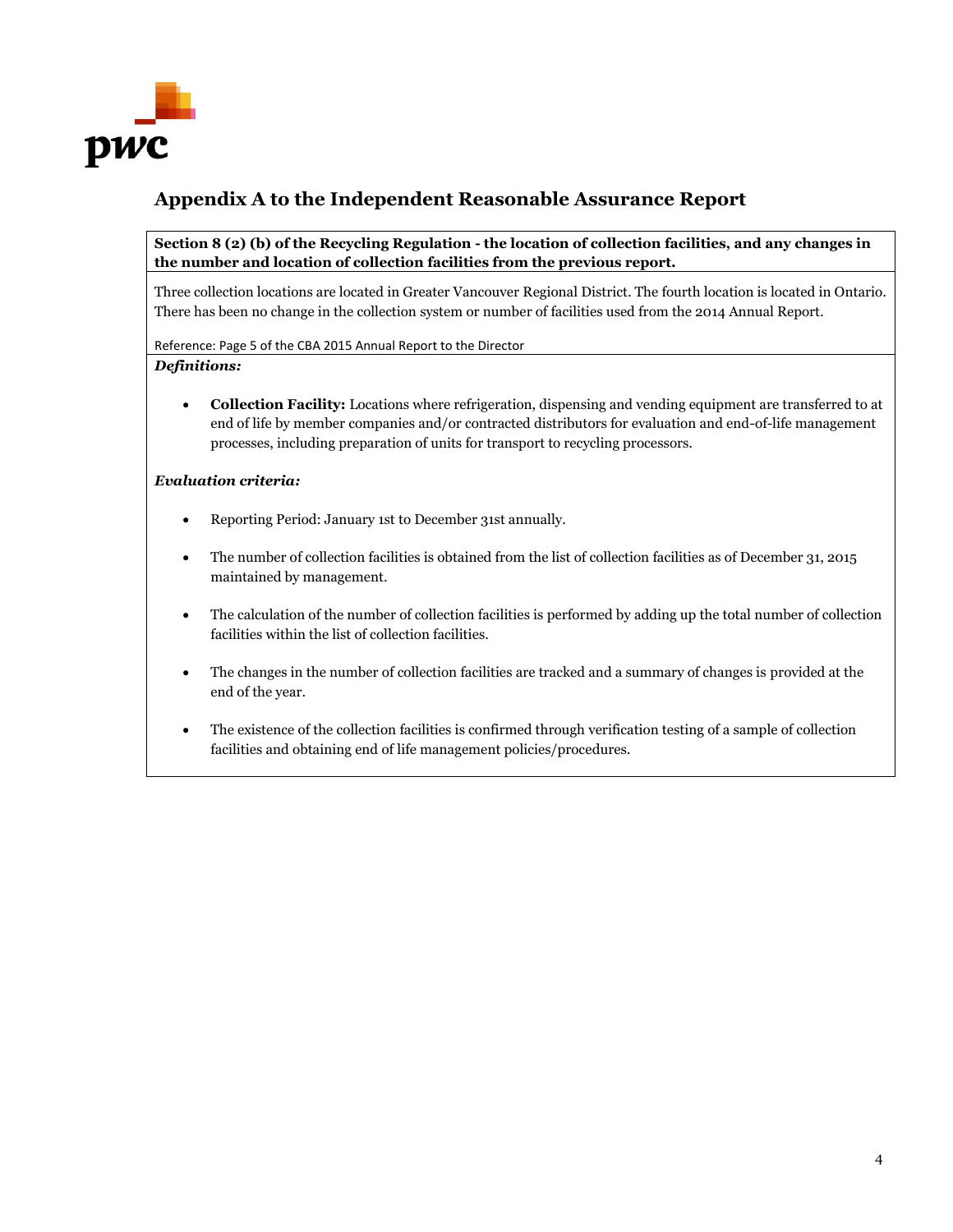## Appendix A to the Independent Reasonable Assurance Report

**Section 8 (2) (b) of the Recycling Regulation - the location of collection facilities, and any changes in the number and location of collection facilities from the previous report.**

Three collection locations are located in Greater Vancouver Regional District. The fourth location is located in Ontario. There has been no change in the collection system or number of facilities used from the 2014 Annual Report.

Reference: Page 5 of the CBA 2015 Annual Report to the Director

***Definitions:***

- **Collection Facility:** Locations where refrigeration, dispensing and vending equipment are transferred to at end of life by member companies and/or contracted distributors for evaluation and end-of-life management processes, including preparation of units for transport to recycling processors.

***Evaluation criteria:***

- Reporting Period: January 1st to December 31st annually.
- The number of collection facilities is obtained from the list of collection facilities as of December 31, 2015 maintained by management.
- The calculation of the number of collection facilities is performed by adding up the total number of collection facilities within the list of collection facilities.
- The changes in the number of collection facilities are tracked and a summary of changes is provided at the end of the year.
- The existence of the collection facilities is confirmed through verification testing of a sample of collection facilities and obtaining end of life management policies/procedures.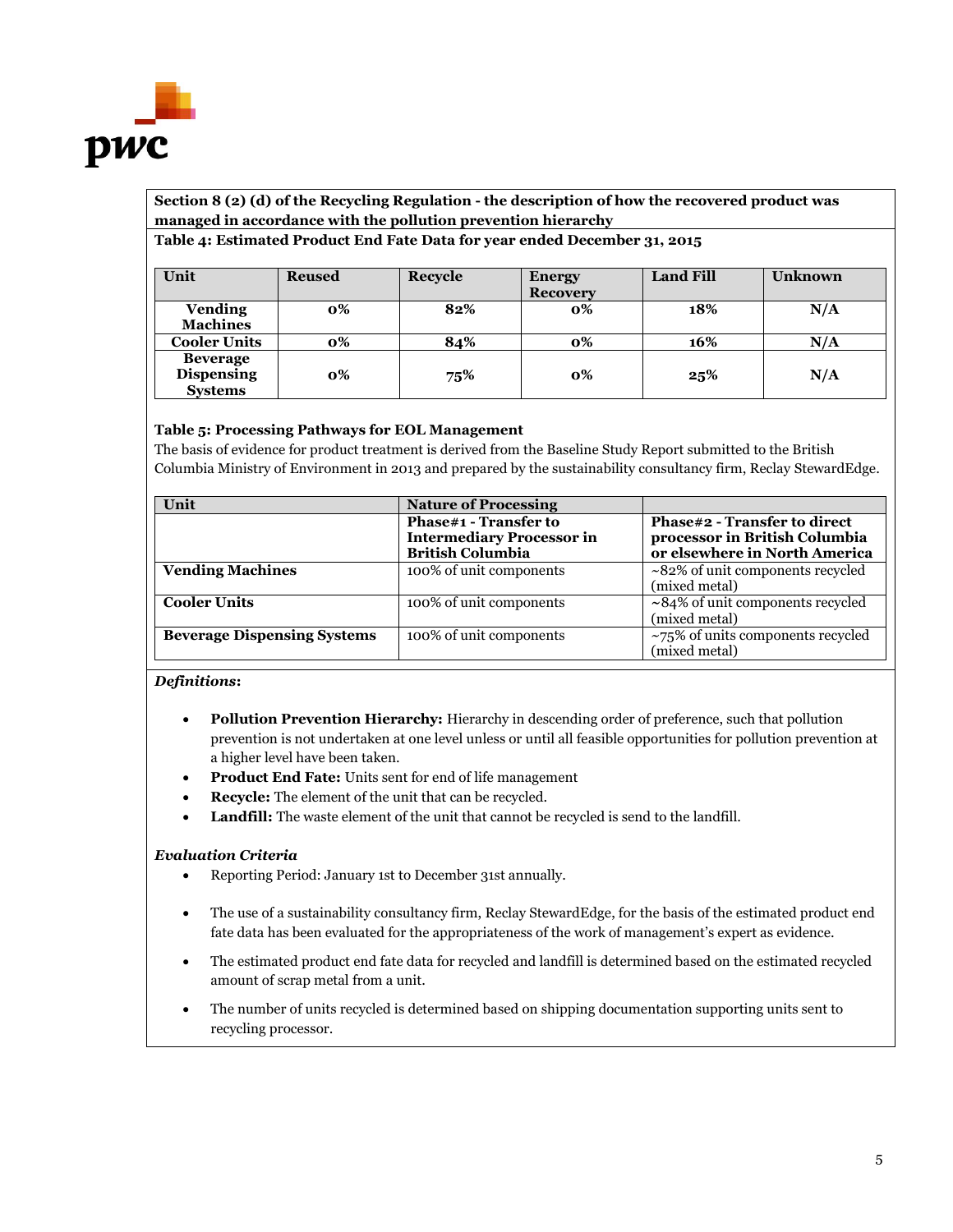**Section 8 (2) (d) of the Recycling Regulation - the description of how the recovered product was managed in accordance with the pollution prevention hierarchy**

**Table 4: Estimated Product End Fate Data for year ended December 31, 2015**

| Unit | Reused | Recycle | Energy Recovery | Land Fill | Unknown |
|---|---|---|---|---|---|
| **Vending Machines** | **0%** | **82%** | **0%** | **18%** | **N/A** |
| **Cooler Units** | **0%** | **84%** | **0%** | **16%** | **N/A** |
| **Beverage Dispensing Systems** | **0%** | **75%** | **0%** | **25%** | **N/A** |

**Table 5: Processing Pathways for EOL Management**

The basis of evidence for product treatment is derived from the Baseline Study Report submitted to the British Columbia Ministry of Environment in 2013 and prepared by the sustainability consultancy firm, Reclay StewardEdge.

| Unit | Nature of Processing | |
|---|---|---|
| | **Phase#1 - Transfer to Intermediary Processor in British Columbia** | **Phase#2 - Transfer to direct processor in British Columbia or elsewhere in North America** |
| **Vending Machines** | 100% of unit components | ~82% of unit components recycled (mixed metal) |
| **Cooler Units** | 100% of unit components | ~84% of unit components recycled (mixed metal) |
| **Beverage Dispensing Systems** | 100% of unit components | ~75% of units components recycled (mixed metal) |

***Definitions*:**

- **Pollution Prevention Hierarchy:** Hierarchy in descending order of preference, such that pollution prevention is not undertaken at one level unless or until all feasible opportunities for pollution prevention at a higher level have been taken.
- **Product End Fate:** Units sent for end of life management
- **Recycle:** The element of the unit that can be recycled.
- **Landfill:** The waste element of the unit that cannot be recycled is send to the landfill.

***Evaluation Criteria***

- Reporting Period: January 1st to December 31st annually.
- The use of a sustainability consultancy firm, Reclay StewardEdge, for the basis of the estimated product end fate data has been evaluated for the appropriateness of the work of management's expert as evidence.
- The estimated product end fate data for recycled and landfill is determined based on the estimated recycled amount of scrap metal from a unit.
- The number of units recycled is determined based on shipping documentation supporting units sent to recycling processor.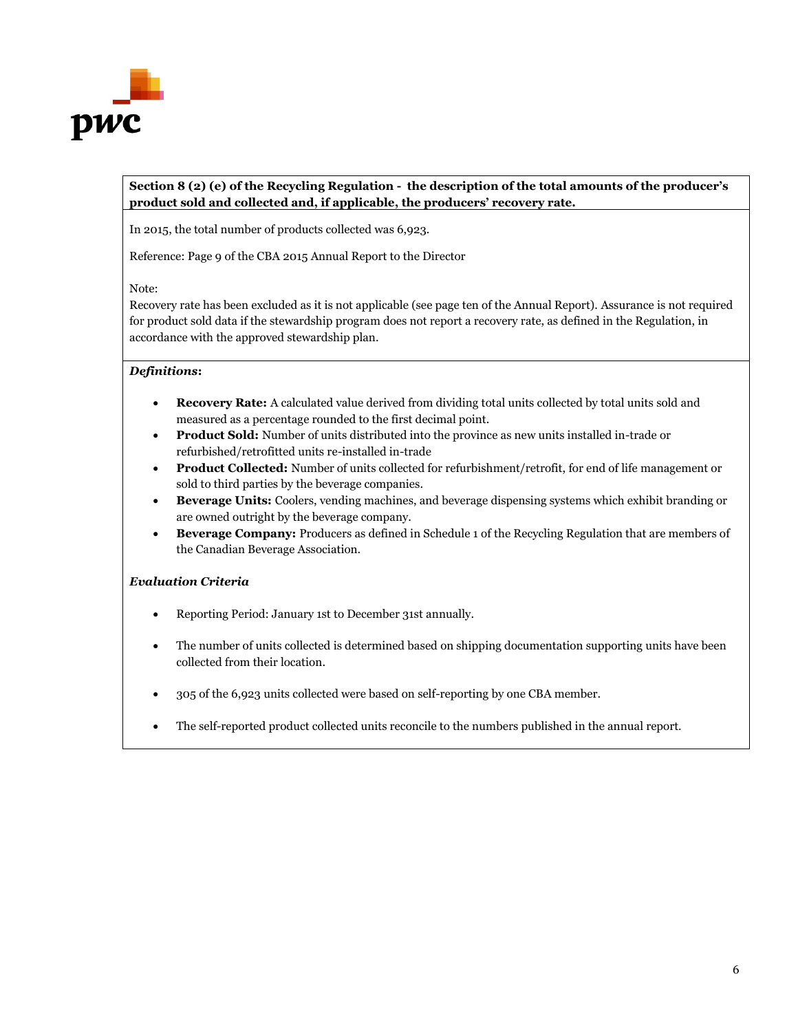**Section 8 (2) (e) of the Recycling Regulation - the description of the total amounts of the producer's product sold and collected and, if applicable, the producers' recovery rate.**

In 2015, the total number of products collected was 6,923.

Reference: Page 9 of the CBA 2015 Annual Report to the Director

Note:
Recovery rate has been excluded as it is not applicable (see page ten of the Annual Report). Assurance is not required for product sold data if the stewardship program does not report a recovery rate, as defined in the Regulation, in accordance with the approved stewardship plan.

***Definitions*:**

- **Recovery Rate:** A calculated value derived from dividing total units collected by total units sold and measured as a percentage rounded to the first decimal point.
- **Product Sold:** Number of units distributed into the province as new units installed in-trade or refurbished/retrofitted units re-installed in-trade
- **Product Collected:** Number of units collected for refurbishment/retrofit, for end of life management or sold to third parties by the beverage companies.
- **Beverage Units:** Coolers, vending machines, and beverage dispensing systems which exhibit branding or are owned outright by the beverage company.
- **Beverage Company:** Producers as defined in Schedule 1 of the Recycling Regulation that are members of the Canadian Beverage Association.

***Evaluation Criteria***

- Reporting Period: January 1st to December 31st annually.
- The number of units collected is determined based on shipping documentation supporting units have been collected from their location.
- 305 of the 6,923 units collected were based on self-reporting by one CBA member.
- The self-reported product collected units reconcile to the numbers published in the annual report.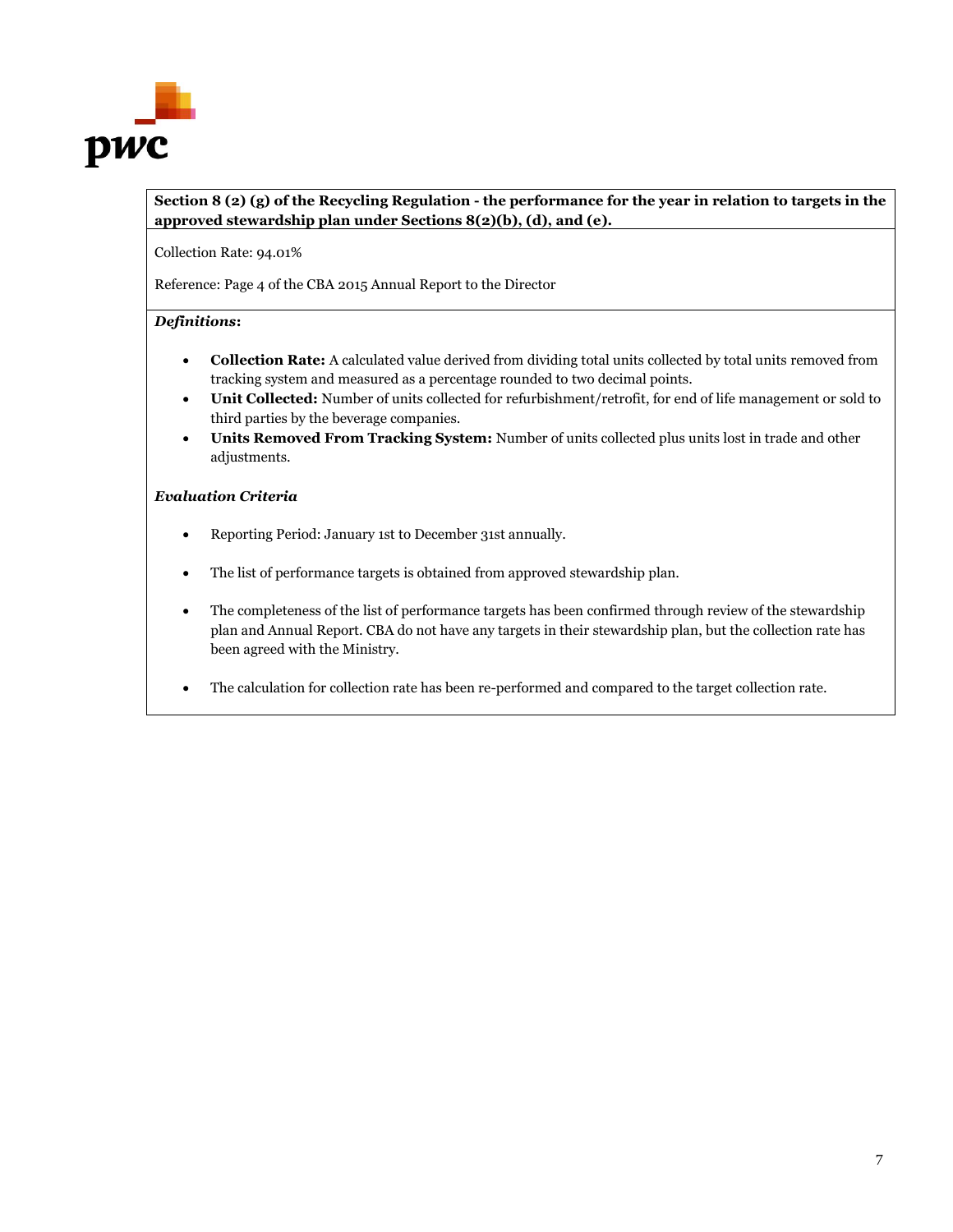**Section 8 (2) (g) of the Recycling Regulation - the performance for the year in relation to targets in the approved stewardship plan under Sections 8(2)(b), (d), and (e).**

Collection Rate: 94.01%

Reference: Page 4 of the CBA 2015 Annual Report to the Director

***Definitions*:**

- **Collection Rate:** A calculated value derived from dividing total units collected by total units removed from tracking system and measured as a percentage rounded to two decimal points.
- **Unit Collected:** Number of units collected for refurbishment/retrofit, for end of life management or sold to third parties by the beverage companies.
- **Units Removed From Tracking System:** Number of units collected plus units lost in trade and other adjustments.

***Evaluation Criteria***

- Reporting Period: January 1st to December 31st annually.
- The list of performance targets is obtained from approved stewardship plan.
- The completeness of the list of performance targets has been confirmed through review of the stewardship plan and Annual Report. CBA do not have any targets in their stewardship plan, but the collection rate has been agreed with the Ministry.
- The calculation for collection rate has been re-performed and compared to the target collection rate.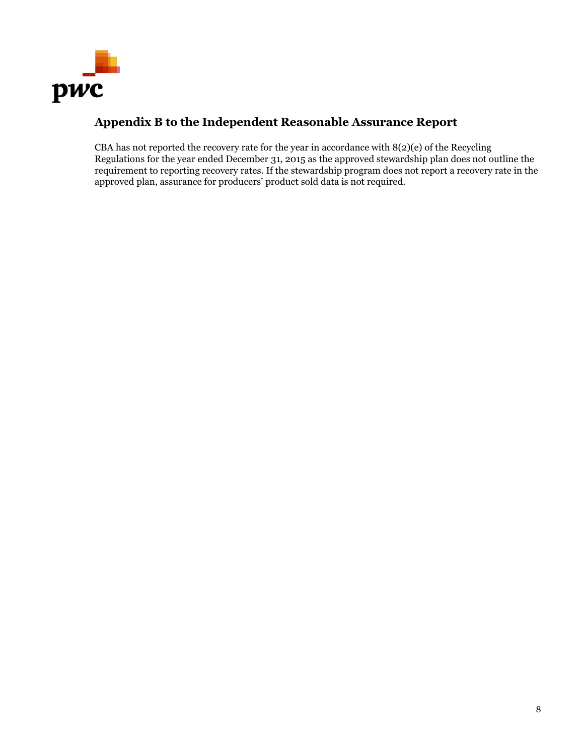## Appendix B to the Independent Reasonable Assurance Report

CBA has not reported the recovery rate for the year in accordance with 8(2)(e) of the Recycling Regulations for the year ended December 31, 2015 as the approved stewardship plan does not outline the requirement to reporting recovery rates. If the stewardship program does not report a recovery rate in the approved plan, assurance for producers' product sold data is not required.